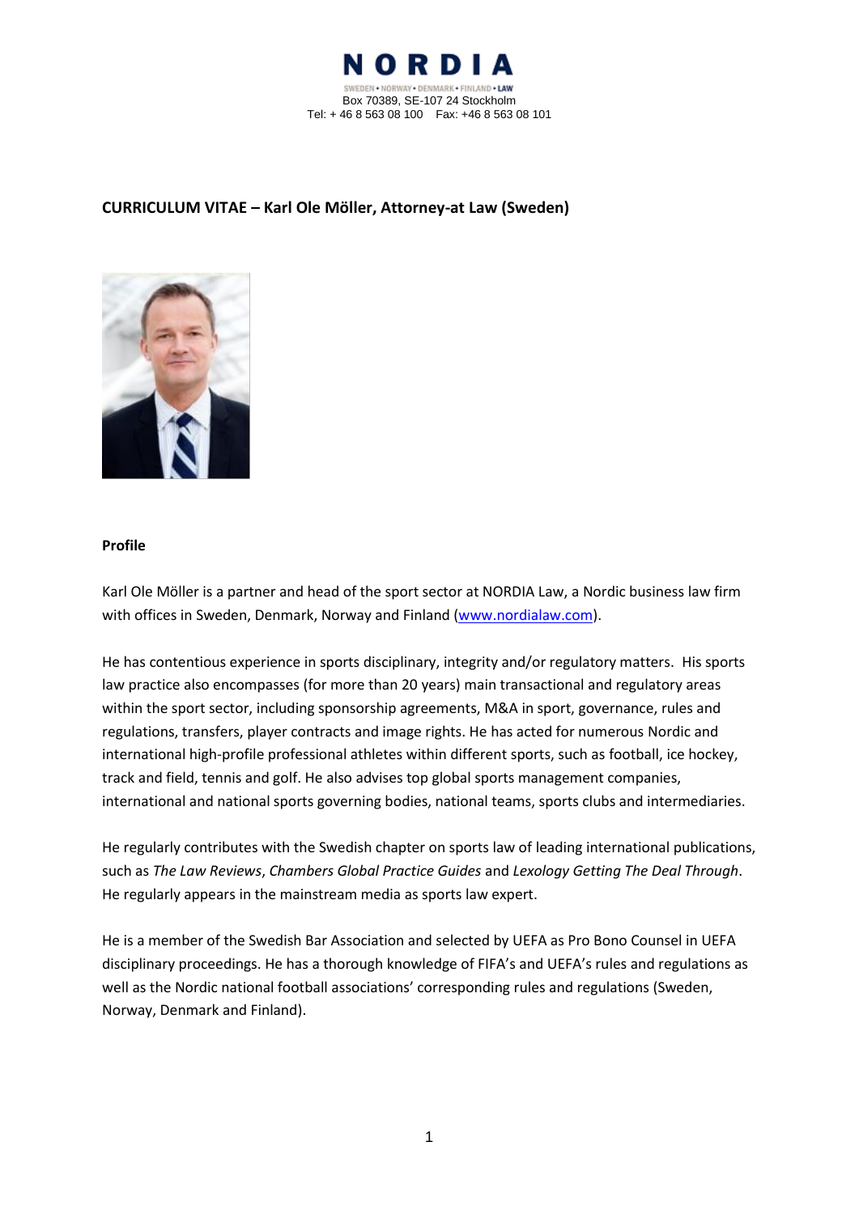**NORDIA**

SWEDEN • NORWAY • DENMARK • FINLAND • LAW

Box 70389, SE-107 24 Stockholm

Tel: + 46 8 563 08 100 Fax: +46 8 563 08 101

**CURRICULUM VITAE – Karl Ole Möller, Attorney-at Law (Sweden)**

**Profile**

Karl Ole Möller is a partner and head of the sport sector at NORDIA Law, a Nordic business law firm with offices in Sweden, Denmark, Norway and Finland (www.nordialaw.com).

He has contentious experience in sports disciplinary, integrity and/or regulatory matters. His sports law practice also encompasses (for more than 20 years) main transactional and regulatory areas within the sport sector, including sponsorship agreements, M&A in sport, governance, rules and regulations, transfers, player contracts and image rights. He has acted for numerous Nordic and international high-profile professional athletes within different sports, such as football, ice hockey, track and field, tennis and golf. He also advises top global sports management companies, international and national sports governing bodies, national teams, sports clubs and intermediaries.

He regularly contributes with the Swedish chapter on sports law of leading international publications, such as *The Law Reviews*, *Chambers Global Practice Guides* and *Lexology Getting The Deal Through*. He regularly appears in the mainstream media as sports law expert.

He is a member of the Swedish Bar Association and selected by UEFA as Pro Bono Counsel in UEFA disciplinary proceedings. He has a thorough knowledge of FIFA's and UEFA's rules and regulations as well as the Nordic national football associations' corresponding rules and regulations (Sweden, Norway, Denmark and Finland).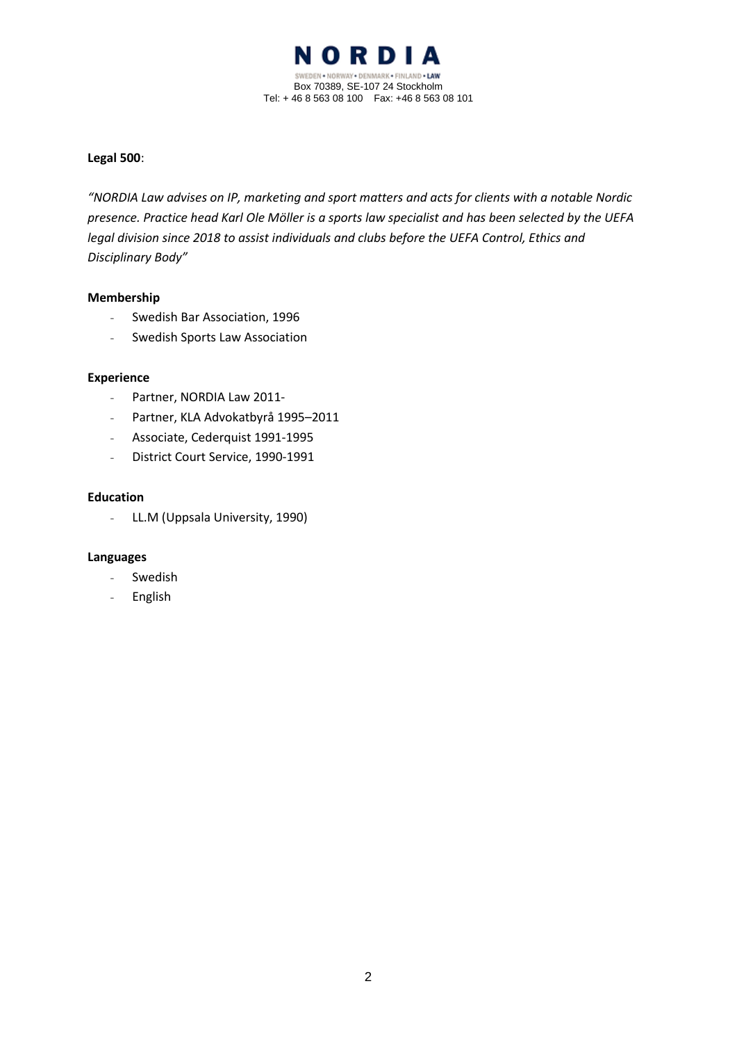**Legal 500**:

*"NORDIA Law advises on IP, marketing and sport matters and acts for clients with a notable Nordic presence. Practice head Karl Ole Möller is a sports law specialist and has been selected by the UEFA legal division since 2018 to assist individuals and clubs before the UEFA Control, Ethics and Disciplinary Body"*

**Membership**

- Swedish Bar Association, 1996
- Swedish Sports Law Association

**Experience**

- Partner, NORDIA Law 2011-
- Partner, KLA Advokatbyrå 1995–2011
- Associate, Cederquist 1991-1995
- District Court Service, 1990-1991

**Education**

- LL.M (Uppsala University, 1990)

**Languages**

- Swedish
- English